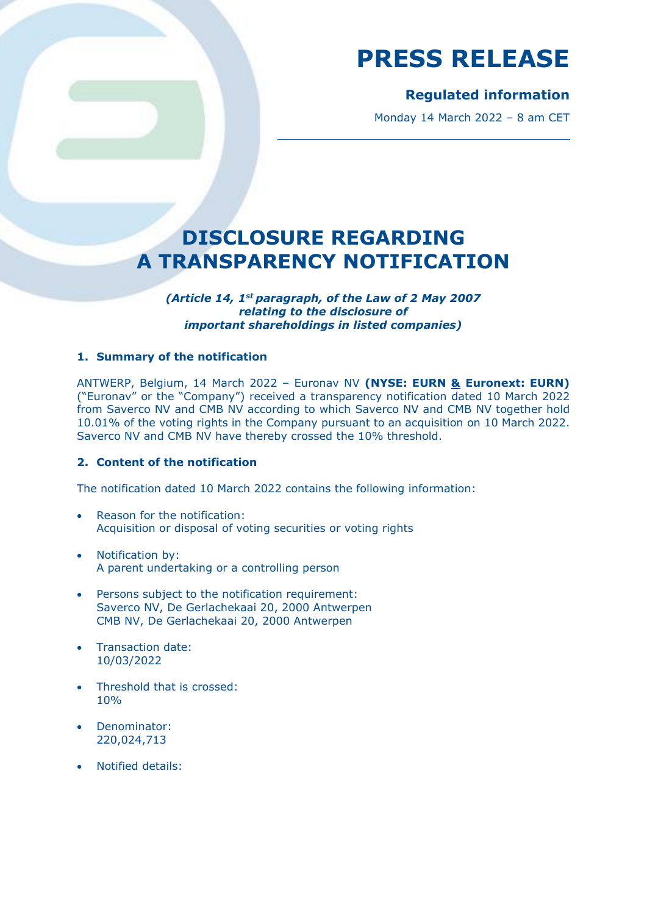# PRESS RELEASE

**Regulated information**

Monday 14 March 2022 – 8 am CET

# DISCLOSURE REGARDING A TRANSPARENCY NOTIFICATION

***(Article 14, 1st paragraph, of the Law of 2 May 2007 relating to the disclosure of important shareholdings in listed companies)***

## 1. Summary of the notification

ANTWERP, Belgium, 14 March 2022 – Euronav NV **(NYSE: EURN & Euronext: EURN)** ("Euronav" or the "Company") received a transparency notification dated 10 March 2022 from Saverco NV and CMB NV according to which Saverco NV and CMB NV together hold 10.01% of the voting rights in the Company pursuant to an acquisition on 10 March 2022. Saverco NV and CMB NV have thereby crossed the 10% threshold.

## 2. Content of the notification

The notification dated 10 March 2022 contains the following information:

- Reason for the notification:
  Acquisition or disposal of voting securities or voting rights
- Notification by:
  A parent undertaking or a controlling person
- Persons subject to the notification requirement:
  Saverco NV, De Gerlachekaai 20, 2000 Antwerpen
  CMB NV, De Gerlachekaai 20, 2000 Antwerpen
- Transaction date:
  10/03/2022
- Threshold that is crossed:
  10%
- Denominator:
  220,024,713
- Notified details: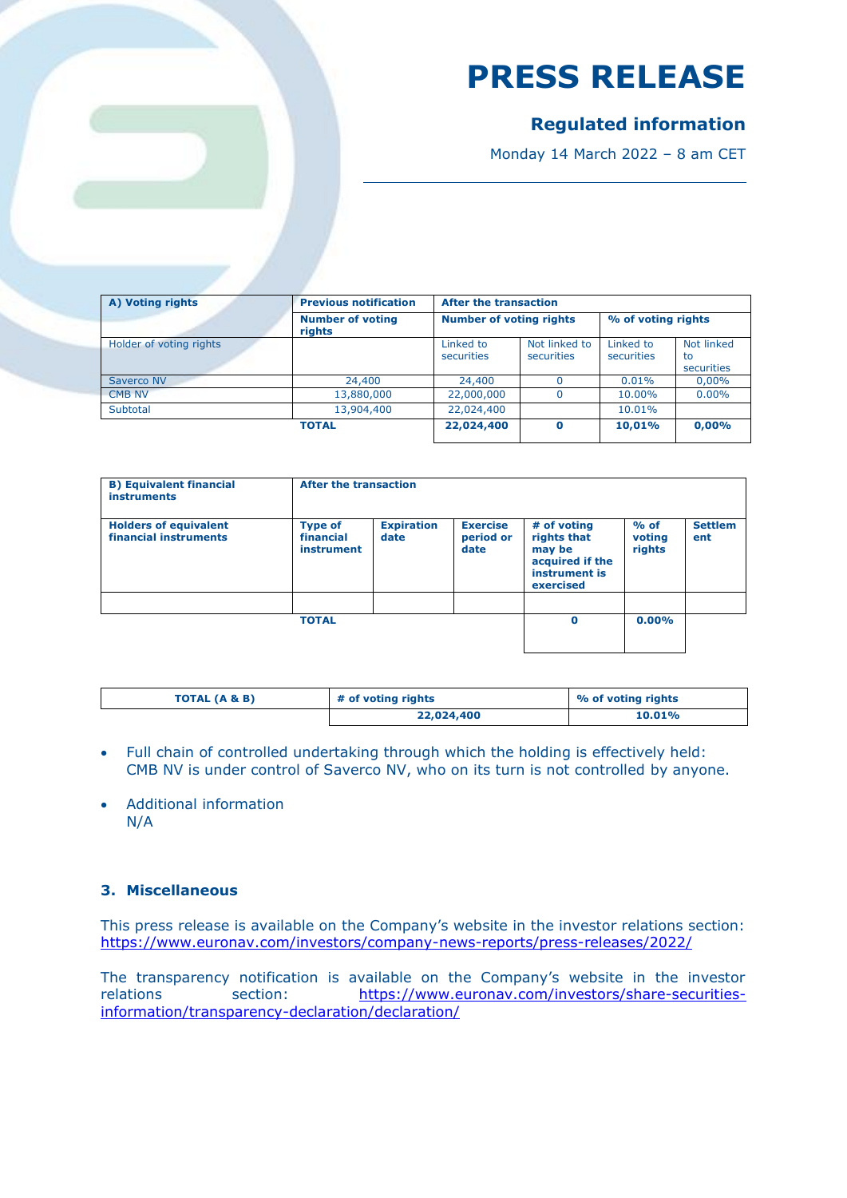# PRESS RELEASE

## Regulated information

Monday 14 March 2022 – 8 am CET

| A) Voting rights | Previous notification | After the transaction | | | |
|---|---|---|---|---|---|
| | Number of voting rights | Number of voting rights | | % of voting rights | |
| Holder of voting rights | | Linked to securities | Not linked to securities | Linked to securities | Not linked to securities |
| Saverco NV | 24,400 | 24,400 | 0 | 0.01% | 0,00% |
| CMB NV | 13,880,000 | 22,000,000 | 0 | 10.00% | 0.00% |
| Subtotal | 13,904,400 | 22,024,400 | | 10.01% | |
| | **TOTAL** | **22,024,400** | **0** | **10,01%** | **0,00%** |

| **B) Equivalent financial instruments** | **After the transaction** | | | | | |
|---|---|---|---|---|---|---|
| **Holders of equivalent financial instruments** | **Type of financial instrument** | **Expiration date** | **Exercise period or date** | **# of voting rights that may be acquired if the instrument is exercised** | **% of voting rights** | **Settlement** |
| | | | | | | |
| | **TOTAL** | | | **0** | **0.00%** | |

| **TOTAL (A & B)** | **# of voting rights** | **% of voting rights** |
|---|---|---|
| | **22,024,400** | **10.01%** |

- Full chain of controlled undertaking through which the holding is effectively held: CMB NV is under control of Saverco NV, who on its turn is not controlled by anyone.
- Additional information
  N/A

### 3. Miscellaneous

This press release is available on the Company's website in the investor relations section: https://www.euronav.com/investors/company-news-reports/press-releases/2022/

The transparency notification is available on the Company's website in the investor relations section: https://www.euronav.com/investors/share-securities-information/transparency-declaration/declaration/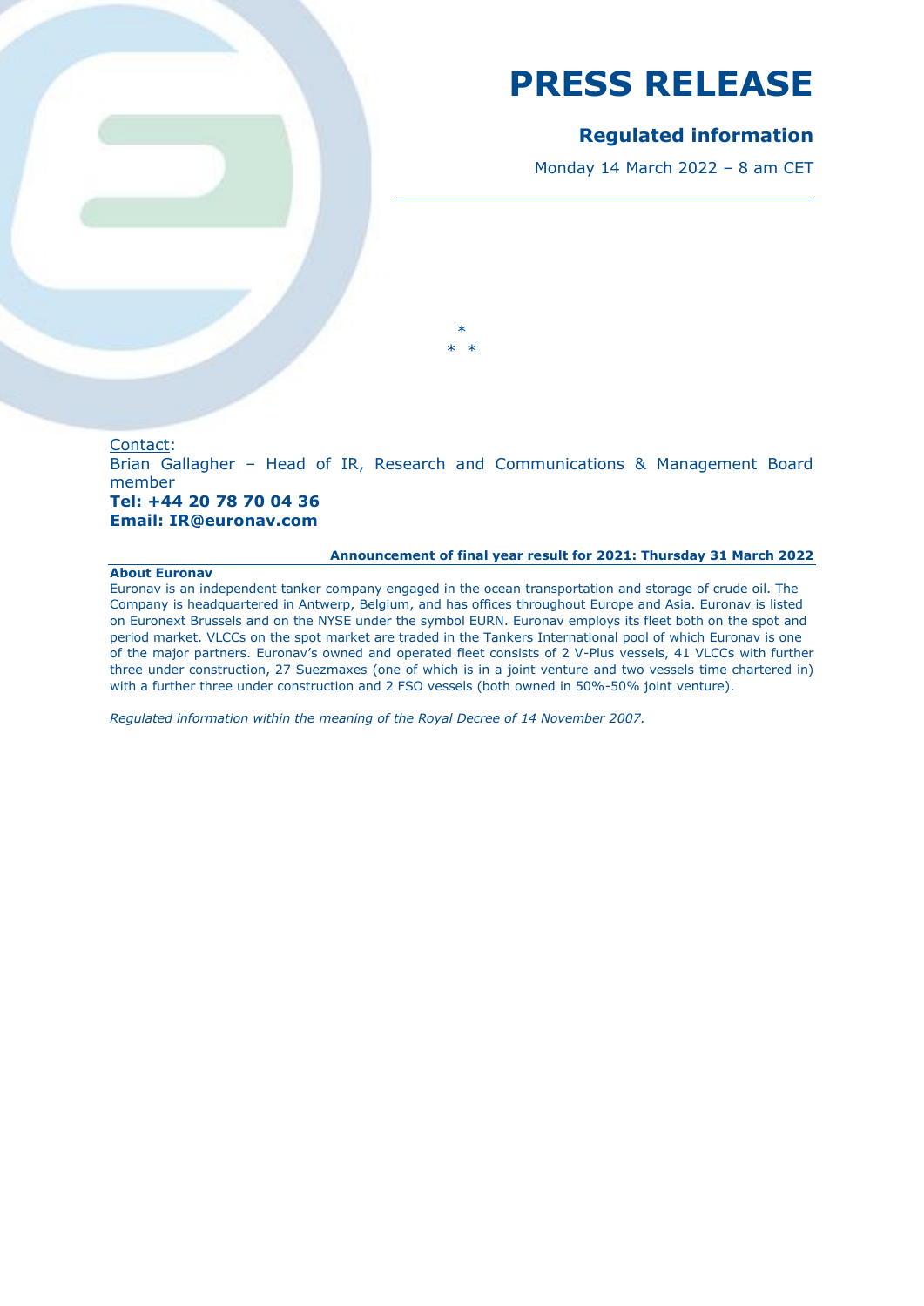# PRESS RELEASE

## Regulated information

Monday 14 March 2022 – 8 am CET

*
* *

Contact:
Brian Gallagher – Head of IR, Research and Communications & Management Board member
**Tel: +44 20 78 70 04 36**
**Email: IR@euronav.com**

**Announcement of final year result for 2021: Thursday 31 March 2022**

**About Euronav**

Euronav is an independent tanker company engaged in the ocean transportation and storage of crude oil. The Company is headquartered in Antwerp, Belgium, and has offices throughout Europe and Asia. Euronav is listed on Euronext Brussels and on the NYSE under the symbol EURN. Euronav employs its fleet both on the spot and period market. VLCCs on the spot market are traded in the Tankers International pool of which Euronav is one of the major partners. Euronav's owned and operated fleet consists of 2 V-Plus vessels, 41 VLCCs with further three under construction, 27 Suezmaxes (one of which is in a joint venture and two vessels time chartered in) with a further three under construction and 2 FSO vessels (both owned in 50%-50% joint venture).

*Regulated information within the meaning of the Royal Decree of 14 November 2007.*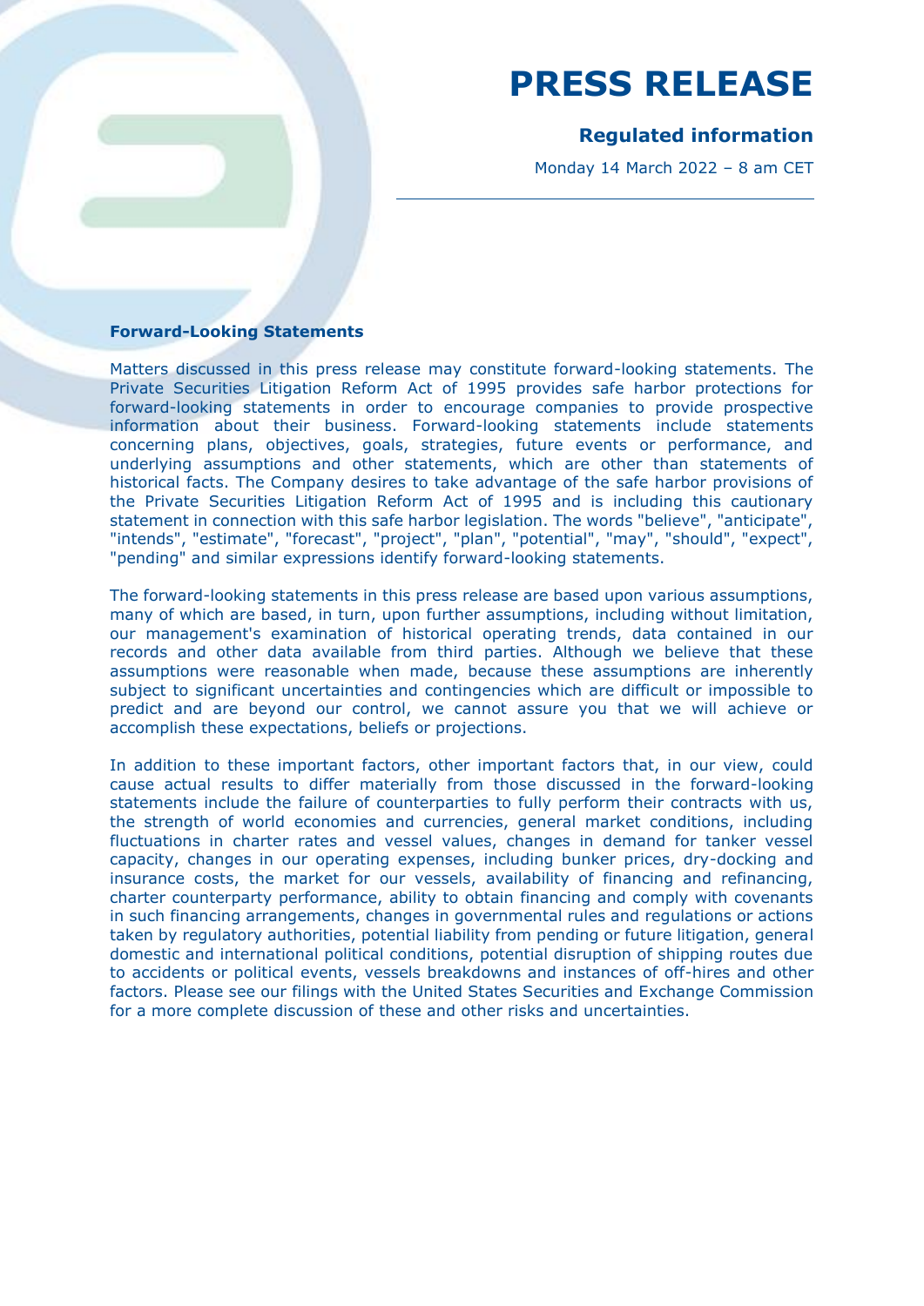# PRESS RELEASE

**Regulated information**

Monday 14 March 2022 – 8 am CET

**Forward-Looking Statements**

Matters discussed in this press release may constitute forward-looking statements. The Private Securities Litigation Reform Act of 1995 provides safe harbor protections for forward-looking statements in order to encourage companies to provide prospective information about their business. Forward-looking statements include statements concerning plans, objectives, goals, strategies, future events or performance, and underlying assumptions and other statements, which are other than statements of historical facts. The Company desires to take advantage of the safe harbor provisions of the Private Securities Litigation Reform Act of 1995 and is including this cautionary statement in connection with this safe harbor legislation. The words "believe", "anticipate", "intends", "estimate", "forecast", "project", "plan", "potential", "may", "should", "expect", "pending" and similar expressions identify forward-looking statements.

The forward-looking statements in this press release are based upon various assumptions, many of which are based, in turn, upon further assumptions, including without limitation, our management's examination of historical operating trends, data contained in our records and other data available from third parties. Although we believe that these assumptions were reasonable when made, because these assumptions are inherently subject to significant uncertainties and contingencies which are difficult or impossible to predict and are beyond our control, we cannot assure you that we will achieve or accomplish these expectations, beliefs or projections.

In addition to these important factors, other important factors that, in our view, could cause actual results to differ materially from those discussed in the forward-looking statements include the failure of counterparties to fully perform their contracts with us, the strength of world economies and currencies, general market conditions, including fluctuations in charter rates and vessel values, changes in demand for tanker vessel capacity, changes in our operating expenses, including bunker prices, dry-docking and insurance costs, the market for our vessels, availability of financing and refinancing, charter counterparty performance, ability to obtain financing and comply with covenants in such financing arrangements, changes in governmental rules and regulations or actions taken by regulatory authorities, potential liability from pending or future litigation, general domestic and international political conditions, potential disruption of shipping routes due to accidents or political events, vessels breakdowns and instances of off-hires and other factors. Please see our filings with the United States Securities and Exchange Commission for a more complete discussion of these and other risks and uncertainties.